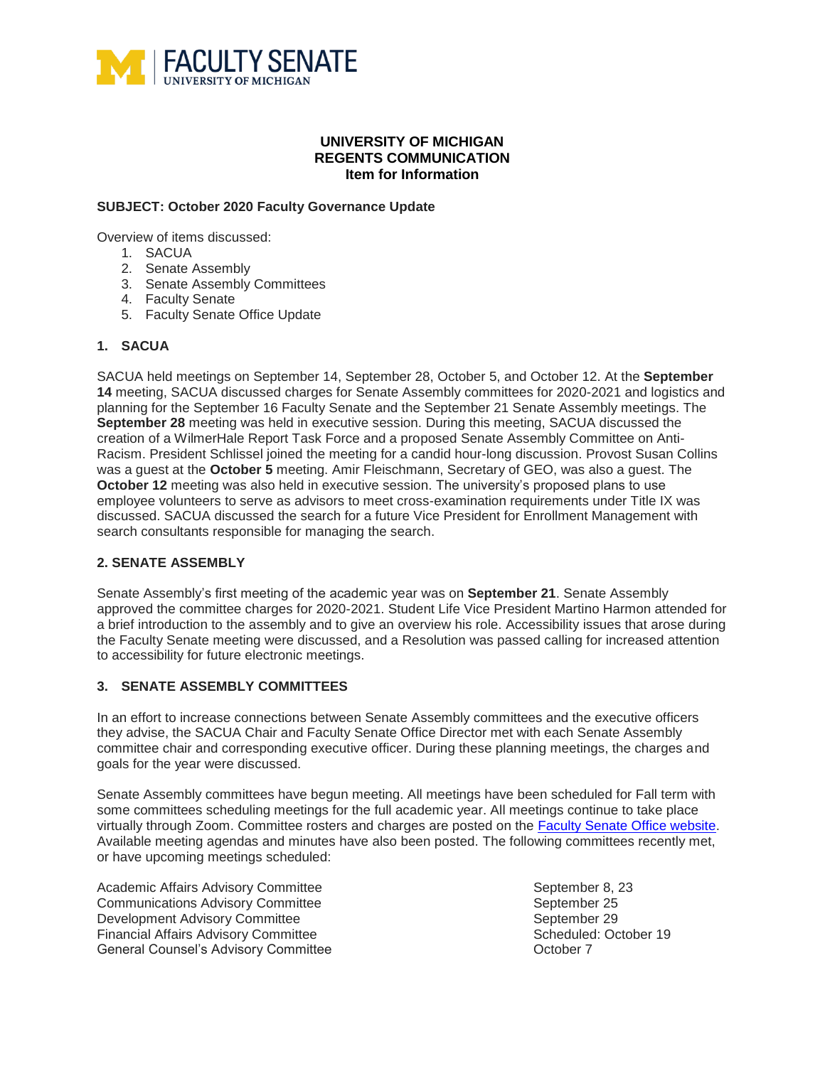**UNIVERSITY OF MICHIGAN**
**REGENTS COMMUNICATION**
**Item for Information**

**SUBJECT: October 2020 Faculty Governance Update**

Overview of items discussed:

1. SACUA
2. Senate Assembly
3. Senate Assembly Committees
4. Faculty Senate
5. Faculty Senate Office Update

## 1. SACUA

SACUA held meetings on September 14, September 28, October 5, and October 12. At the **September 14** meeting, SACUA discussed charges for Senate Assembly committees for 2020-2021 and logistics and planning for the September 16 Faculty Senate and the September 21 Senate Assembly meetings. The **September 28** meeting was held in executive session. During this meeting, SACUA discussed the creation of a WilmerHale Report Task Force and a proposed Senate Assembly Committee on Anti-Racism. President Schlissel joined the meeting for a candid hour-long discussion. Provost Susan Collins was a guest at the **October 5** meeting. Amir Fleischmann, Secretary of GEO, was also a guest. The **October 12** meeting was also held in executive session. The university's proposed plans to use employee volunteers to serve as advisors to meet cross-examination requirements under Title IX was discussed. SACUA discussed the search for a future Vice President for Enrollment Management with search consultants responsible for managing the search.

## 2. SENATE ASSEMBLY

Senate Assembly's first meeting of the academic year was on **September 21**. Senate Assembly approved the committee charges for 2020-2021. Student Life Vice President Martino Harmon attended for a brief introduction to the assembly and to give an overview his role. Accessibility issues that arose during the Faculty Senate meeting were discussed, and a Resolution was passed calling for increased attention to accessibility for future electronic meetings.

## 3. SENATE ASSEMBLY COMMITTEES

In an effort to increase connections between Senate Assembly committees and the executive officers they advise, the SACUA Chair and Faculty Senate Office Director met with each Senate Assembly committee chair and corresponding executive officer. During these planning meetings, the charges and goals for the year were discussed.

Senate Assembly committees have begun meeting. All meetings have been scheduled for Fall term with some committees scheduling meetings for the full academic year. All meetings continue to take place virtually through Zoom. Committee rosters and charges are posted on the Faculty Senate Office website. Available meeting agendas and minutes have also been posted. The following committees recently met, or have upcoming meetings scheduled:

| Committee | Meeting Dates |
|---|---|
| Academic Affairs Advisory Committee | September 8, 23 |
| Communications Advisory Committee | September 25 |
| Development Advisory Committee | September 29 |
| Financial Affairs Advisory Committee | Scheduled: October 19 |
| General Counsel's Advisory Committee | October 7 |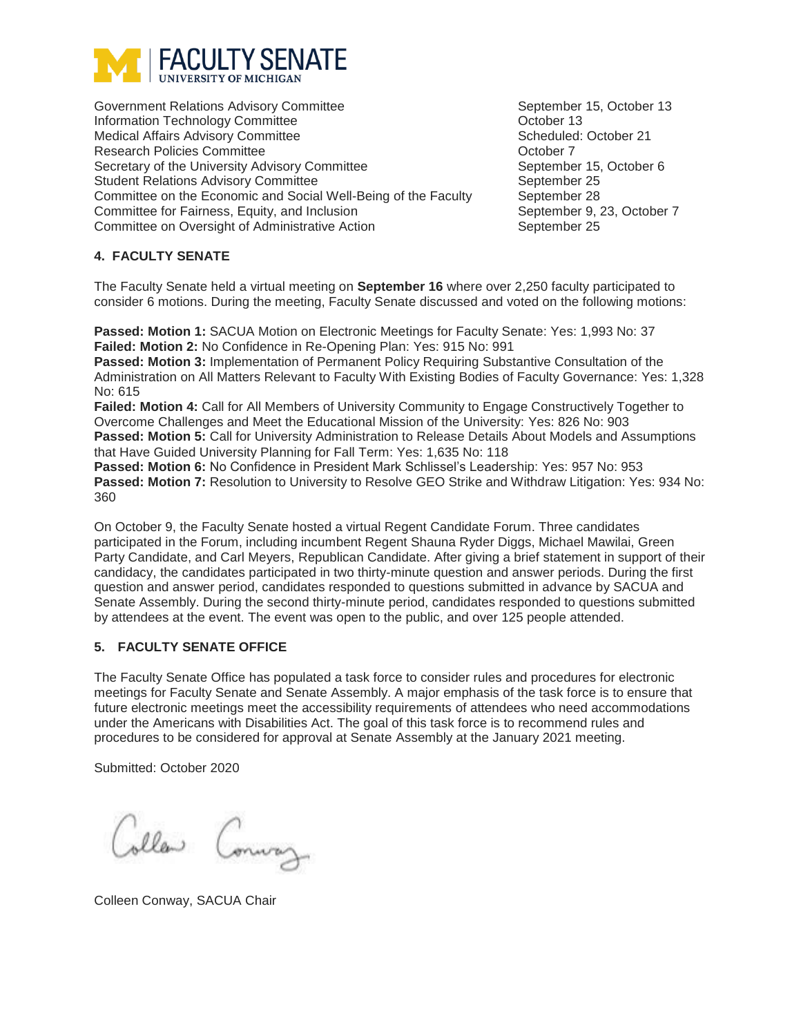| | |
|---|---|
| Government Relations Advisory Committee | September 15, October 13 |
| Information Technology Committee | October 13 |
| Medical Affairs Advisory Committee | Scheduled: October 21 |
| Research Policies Committee | October 7 |
| Secretary of the University Advisory Committee | September 15, October 6 |
| Student Relations Advisory Committee | September 25 |
| Committee on the Economic and Social Well-Being of the Faculty | September 28 |
| Committee for Fairness, Equity, and Inclusion | September 9, 23, October 7 |
| Committee on Oversight of Administrative Action | September 25 |

## 4. FACULTY SENATE

The Faculty Senate held a virtual meeting on **September 16** where over 2,250 faculty participated to consider 6 motions. During the meeting, Faculty Senate discussed and voted on the following motions:

**Passed: Motion 1:** SACUA Motion on Electronic Meetings for Faculty Senate: Yes: 1,993 No: 37
**Failed: Motion 2:** No Confidence in Re-Opening Plan: Yes: 915 No: 991
**Passed: Motion 3:** Implementation of Permanent Policy Requiring Substantive Consultation of the Administration on All Matters Relevant to Faculty With Existing Bodies of Faculty Governance: Yes: 1,328 No: 615
**Failed: Motion 4:** Call for All Members of University Community to Engage Constructively Together to Overcome Challenges and Meet the Educational Mission of the University: Yes: 826 No: 903
**Passed: Motion 5:** Call for University Administration to Release Details About Models and Assumptions that Have Guided University Planning for Fall Term: Yes: 1,635 No: 118
**Passed: Motion 6:** No Confidence in President Mark Schlissel's Leadership: Yes: 957 No: 953
**Passed: Motion 7:** Resolution to University to Resolve GEO Strike and Withdraw Litigation: Yes: 934 No: 360

On October 9, the Faculty Senate hosted a virtual Regent Candidate Forum. Three candidates participated in the Forum, including incumbent Regent Shauna Ryder Diggs, Michael Mawilai, Green Party Candidate, and Carl Meyers, Republican Candidate. After giving a brief statement in support of their candidacy, the candidates participated in two thirty-minute question and answer periods. During the first question and answer period, candidates responded to questions submitted in advance by SACUA and Senate Assembly. During the second thirty-minute period, candidates responded to questions submitted by attendees at the event. The event was open to the public, and over 125 people attended.

## 5. FACULTY SENATE OFFICE

The Faculty Senate Office has populated a task force to consider rules and procedures for electronic meetings for Faculty Senate and Senate Assembly. A major emphasis of the task force is to ensure that future electronic meetings meet the accessibility requirements of attendees who need accommodations under the Americans with Disabilities Act. The goal of this task force is to recommend rules and procedures to be considered for approval at Senate Assembly at the January 2021 meeting.

Submitted: October 2020

Colleen Conway, SACUA Chair